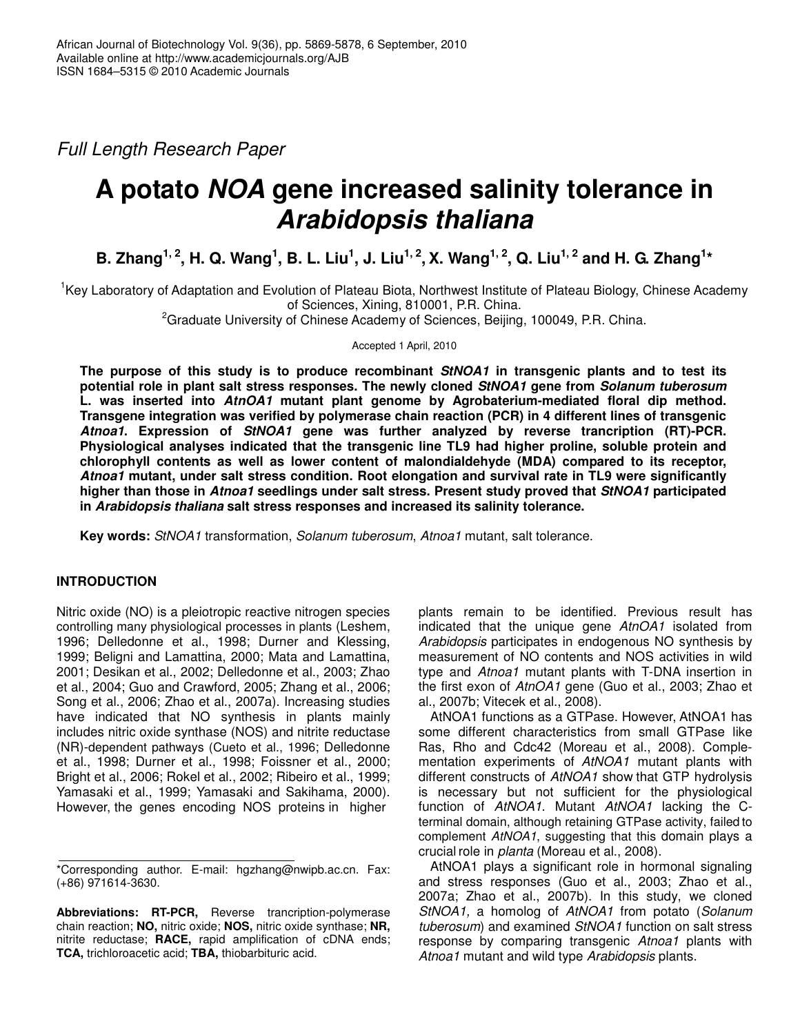*Full Length Research Paper*

# A potato *NOA* gene increased salinity tolerance in *Arabidopsis thaliana*

**B. Zhang[1,2], H. Q. Wang[1], B. L. Liu[1], J. Liu[1,2], X. Wang[1,2], Q. Liu[1,2] and H. G. Zhang[1]***

[1]Key Laboratory of Adaptation and Evolution of Plateau Biota, Northwest Institute of Plateau Biology, Chinese Academy of Sciences, Xining, 810001, P.R. China.

[2]Graduate University of Chinese Academy of Sciences, Beijing, 100049, P.R. China.

Accepted 1 April, 2010

**The purpose of this study is to produce recombinant *StNOA1* in transgenic plants and to test its potential role in plant salt stress responses. The newly cloned *StNOA1* gene from *Solanum tuberosum* L. was inserted into *AtnOA1* mutant plant genome by Agrobaterium-mediated floral dip method. Transgene integration was verified by polymerase chain reaction (PCR) in 4 different lines of transgenic *Atnoa1*. Expression of *StNOA1* gene was further analyzed by reverse trancription (RT)-PCR. Physiological analyses indicated that the transgenic line TL9 had higher proline, soluble protein and chlorophyll contents as well as lower content of malondialdehyde (MDA) compared to its receptor, *Atnoa1* mutant, under salt stress condition. Root elongation and survival rate in TL9 were significantly higher than those in *Atnoa1* seedlings under salt stress. Present study proved that *StNOA1* participated in *Arabidopsis thaliana* salt stress responses and increased its salinity tolerance.**

**Key words:** *StNOA1* transformation, *Solanum tuberosum*, *Atnoa1* mutant, salt tolerance.

## INTRODUCTION

Nitric oxide (NO) is a pleiotropic reactive nitrogen species controlling many physiological processes in plants (Leshem, 1996; Delledonne et al., 1998; Durner and Klessing, 1999; Beligni and Lamattina, 2000; Mata and Lamattina, 2001; Desikan et al., 2002; Delledonne et al., 2003; Zhao et al., 2004; Guo and Crawford, 2005; Zhang et al., 2006; Song et al., 2006; Zhao et al., 2007a). Increasing studies have indicated that NO synthesis in plants mainly includes nitric oxide synthase (NOS) and nitrite reductase (NR)-dependent pathways (Cueto et al., 1996; Delledonne et al., 1998; Durner et al., 1998; Foissner et al., 2000; Bright et al., 2006; Rokel et al., 2002; Ribeiro et al., 1999; Yamasaki et al., 1999; Yamasaki and Sakihama, 2000). However, the genes encoding NOS proteins in higher plants remain to be identified. Previous result has indicated that the unique gene *AtnOA1* isolated from *Arabidopsis* participates in endogenous NO synthesis by measurement of NO contents and NOS activities in wild type and *Atnoa1* mutant plants with T-DNA insertion in the first exon of *AtnOA1* gene (Guo et al., 2003; Zhao et al., 2007b; Vitecek et al., 2008).

AtNOA1 functions as a GTPase. However, AtNOA1 has some different characteristics from small GTPase like Ras, Rho and Cdc42 (Moreau et al., 2008). Complementation experiments of *AtNOA1* mutant plants with different constructs of *AtNOA1* show that GTP hydrolysis is necessary but not sufficient for the physiological function of *AtNOA1*. Mutant *AtNOA1* lacking the C-terminal domain, although retaining GTPase activity, failed to complement *AtNOA1*, suggesting that this domain plays a crucial role in *planta* (Moreau et al., 2008).

AtNOA1 plays a significant role in hormonal signaling and stress responses (Guo et al., 2003; Zhao et al., 2007a; Zhao et al., 2007b). In this study, we cloned *StNOA1,* a homolog of *AtNOA1* from potato (*Solanum tuberosum*) and examined *StNOA1* function on salt stress response by comparing transgenic *Atnoa1* plants with *Atnoa1* mutant and wild type *Arabidopsis* plants.

---

*Corresponding author. E-mail: hgzhang@nwipb.ac.cn. Fax: (+86) 971614-3630.

**Abbreviations: RT-PCR,** Reverse trancription-polymerase chain reaction; **NO,** nitric oxide; **NOS,** nitric oxide synthase; **NR,** nitrite reductase; **RACE,** rapid amplification of cDNA ends; **TCA,** trichloroacetic acid; **TBA,** thiobarbituric acid.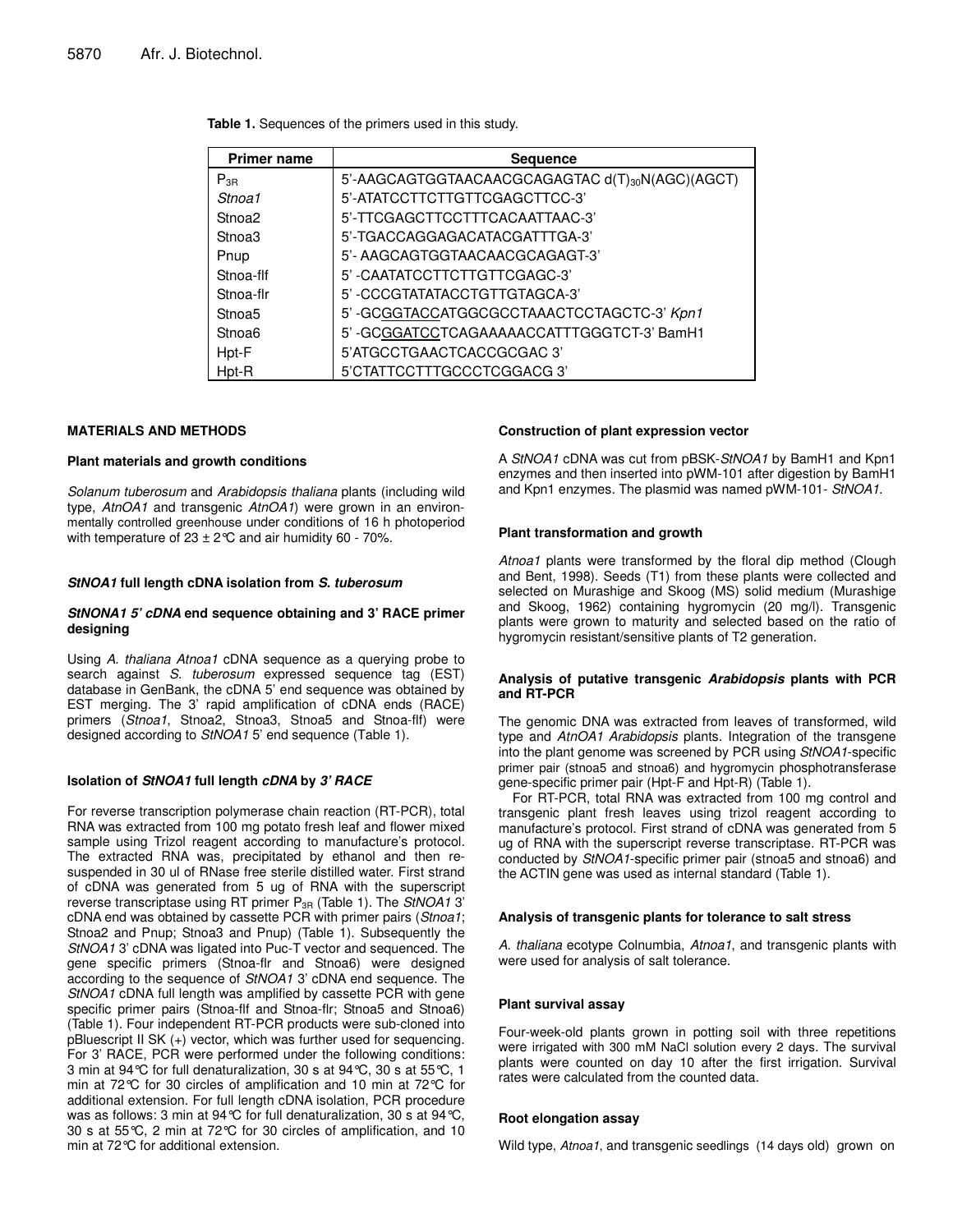**Table 1.** Sequences of the primers used in this study.

| Primer name | Sequence |
|---|---|
| $P_{3R}$ | 5'-AAGCAGTGGTAACAACGCAGAGTAC $d(T)_{30}N(AGC)(AGCT)$ |
| *Stnoa1* | 5'-ATATCCTTCTTGTTCGAGCTTCC-3' |
| Stnoa2 | 5'-TTCGAGCTTCCTTTCACAATTAAC-3' |
| Stnoa3 | 5'-TGACCAGGAGACATACGATTTGA-3' |
| Pnup | 5'- AAGCAGTGGTAACAACGCAGAGT-3' |
| Stnoa-flf | 5' -CAATATCCTTCTTGTTCGAGC-3' |
| Stnoa-flr | 5' -CCCGTATATACCTGTTGTAGCA-3' |
| Stnoa5 | 5' -GCGGTACCATGGCGCCTAAACTCCTAGCTC-3' *Kpn1* |
| Stnoa6 | 5' -GCGGATCCTCAGAAAAACCATTTGGGTCT-3' BamH1 |
| Hpt-F | 5'ATGCCTGAACTCACCGCGAC 3' |
| Hpt-R | 5'CTATTCCTTTGCCCTCGGACG 3' |

## MATERIALS AND METHODS

### Plant materials and growth conditions

*Solanum tuberosum* and *Arabidopsis thaliana* plants (including wild type, *AtnOA1* and transgenic *AtnOA1*) were grown in an environmentally controlled greenhouse under conditions of 16 h photoperiod with temperature of 23 ± 2°C and air humidity 60 - 70%.

### *StNOA1* full length cDNA isolation from *S. tuberosum*

### *StNONA1 5' cDNA* end sequence obtaining and 3' RACE primer designing

Using *A. thaliana Atnoa1* cDNA sequence as a querying probe to search against *S. tuberosum* expressed sequence tag (EST) database in GenBank, the cDNA 5' end sequence was obtained by EST merging. The 3' rapid amplification of cDNA ends (RACE) primers (*Stnoa1*, Stnoa2, Stnoa3, Stnoa5 and Stnoa-flf) were designed according to *StNOA1* 5' end sequence (Table 1).

### Isolation of *StNOA1* full length *cDNA* by *3' RACE*

For reverse transcription polymerase chain reaction (RT-PCR), total RNA was extracted from 100 mg potato fresh leaf and flower mixed sample using Trizol reagent according to manufacture's protocol. The extracted RNA was, precipitated by ethanol and then re-suspended in 30 ul of RNase free sterile distilled water. First strand of cDNA was generated from 5 ug of RNA with the superscript reverse transcriptase using RT primer $P_{3R}$ (Table 1). The *StNOA1* 3' cDNA end was obtained by cassette PCR with primer pairs (*Stnoa1*; Stnoa2 and Pnup; Stnoa3 and Pnup) (Table 1). Subsequently the *StNOA1* 3' cDNA was ligated into Puc-T vector and sequenced. The gene specific primers (Stnoa-flr and Stnoa6) were designed according to the sequence of *StNOA1* 3' cDNA end sequence. The *StNOA1* cDNA full length was amplified by cassette PCR with gene specific primer pairs (Stnoa-flf and Stnoa-flr; Stnoa5 and Stnoa6) (Table 1). Four independent RT-PCR products were sub-cloned into pBluescript II SK (+) vector, which was further used for sequencing. For 3' RACE, PCR were performed under the following conditions: 3 min at 94°C for full denaturalization, 30 s at 94°C, 30 s at 55°C, 1 min at 72°C for 30 circles of amplification and 10 min at 72°C for additional extension. For full length cDNA isolation, PCR procedure was as follows: 3 min at 94°C for full denaturalization, 30 s at 94°C, 30 s at 55°C, 2 min at 72°C for 30 circles of amplification, and 10 min at 72°C for additional extension.

### Construction of plant expression vector

A *StNOA1* cDNA was cut from pBSK-*StNOA1* by BamH1 and Kpn1 enzymes and then inserted into pWM-101 after digestion by BamH1 and Kpn1 enzymes. The plasmid was named pWM-101- *StNOA1*.

### Plant transformation and growth

*Atnoa1* plants were transformed by the floral dip method (Clough and Bent, 1998). Seeds (T1) from these plants were collected and selected on Murashige and Skoog (MS) solid medium (Murashige and Skoog, 1962) containing hygromycin (20 mg/l). Transgenic plants were grown to maturity and selected based on the ratio of hygromycin resistant/sensitive plants of T2 generation.

### Analysis of putative transgenic *Arabidopsis* plants with PCR and RT-PCR

The genomic DNA was extracted from leaves of transformed, wild type and *AtnOA1 Arabidopsis* plants. Integration of the transgene into the plant genome was screened by PCR using *StNOA1*-specific primer pair (stnoa5 and stnoa6) and hygromycin phosphotransferase gene-specific primer pair (Hpt-F and Hpt-R) (Table 1).

For RT-PCR, total RNA was extracted from 100 mg control and transgenic plant fresh leaves using trizol reagent according to manufacture's protocol. First strand of cDNA was generated from 5 ug of RNA with the superscript reverse transcriptase. RT-PCR was conducted by *StNOA1*-specific primer pair (stnoa5 and stnoa6) and the ACTIN gene was used as internal standard (Table 1).

### Analysis of transgenic plants for tolerance to salt stress

*A. thaliana* ecotype Colnumbia, *Atnoa1*, and transgenic plants with were used for analysis of salt tolerance.

### Plant survival assay

Four-week-old plants grown in potting soil with three repetitions were irrigated with 300 mM NaCl solution every 2 days. The survival plants were counted on day 10 after the first irrigation. Survival rates were calculated from the counted data.

### Root elongation assay

Wild type, *Atnoa1*, and transgenic seedlings (14 days old) grown on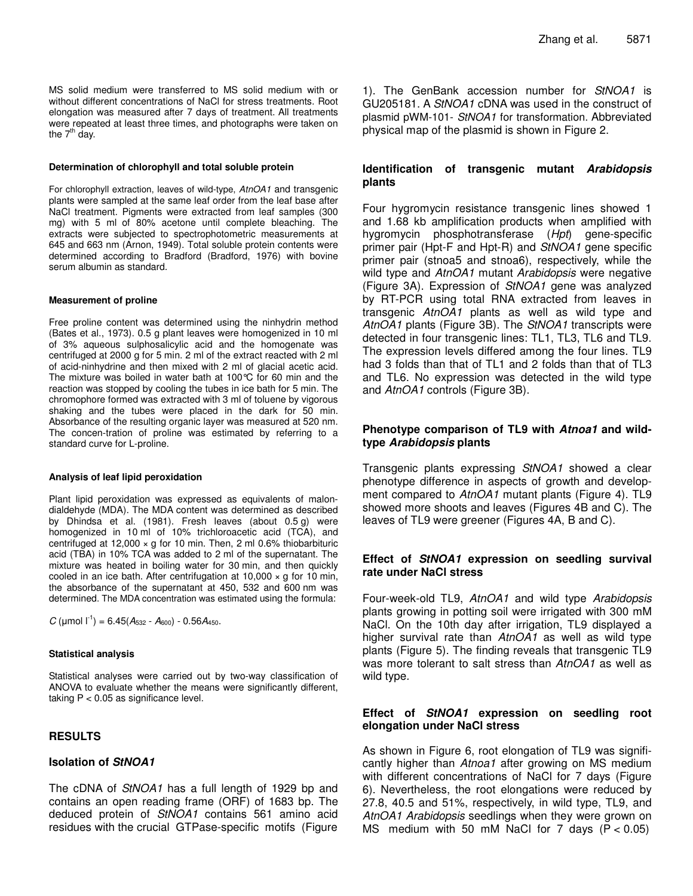MS solid medium were transferred to MS solid medium with or without different concentrations of NaCl for stress treatments. Root elongation was measured after 7 days of treatment. All treatments were repeated at least three times, and photographs were taken on the $7^{th}$ day.

#### Determination of chlorophyll and total soluble protein

For chlorophyll extraction, leaves of wild-type, *AtnOA1* and transgenic plants were sampled at the same leaf order from the leaf base after NaCl treatment. Pigments were extracted from leaf samples (300 mg) with 5 ml of 80% acetone until complete bleaching. The extracts were subjected to spectrophotometric measurements at 645 and 663 nm (Arnon, 1949). Total soluble protein contents were determined according to Bradford (Bradford, 1976) with bovine serum albumin as standard.

#### Measurement of proline

Free proline content was determined using the ninhydrin method (Bates et al., 1973). 0.5 g plant leaves were homogenized in 10 ml of 3% aqueous sulphosalicylic acid and the homogenate was centrifuged at 2000 g for 5 min. 2 ml of the extract reacted with 2 ml of acid-ninhydrine and then mixed with 2 ml of glacial acetic acid. The mixture was boiled in water bath at 100°C for 60 min and the reaction was stopped by cooling the tubes in ice bath for 5 min. The chromophore formed was extracted with 3 ml of toluene by vigorous shaking and the tubes were placed in the dark for 50 min. Absorbance of the resulting organic layer was measured at 520 nm. The concen-tration of proline was estimated by referring to a standard curve for L-proline.

#### Analysis of leaf lipid peroxidation

Plant lipid peroxidation was expressed as equivalents of malon-dialdehyde (MDA). The MDA content was determined as described by Dhindsa et al. (1981). Fresh leaves (about 0.5 g) were homogenized in 10 ml of 10% trichloroacetic acid (TCA), and centrifuged at 12,000 × g for 10 min. Then, 2 ml 0.6% thiobarbituric acid (TBA) in 10% TCA was added to 2 ml of the supernatant. The mixture was heated in boiling water for 30 min, and then quickly cooled in an ice bath. After centrifugation at 10,000 × g for 10 min, the absorbance of the supernatant at 450, 532 and 600 nm was determined. The MDA concentration was estimated using the formula:

$$C\ (\mu mol\ l^{-1}) = 6.45(A_{532} - A_{600}) - 0.56A_{450}.$$

#### Statistical analysis

Statistical analyses were carried out by two-way classification of ANOVA to evaluate whether the means were significantly different, taking $P < 0.05$ as significance level.

## RESULTS

### Isolation of *StNOA1*

The cDNA of *StNOA1* has a full length of 1929 bp and contains an open reading frame (ORF) of 1683 bp. The deduced protein of *StNOA1* contains 561 amino acid residues with the crucial GTPase-specific motifs (Figure 1). The GenBank accession number for *StNOA1* is GU205181. A *StNOA1* cDNA was used in the construct of plasmid pWM-101- *StNOA1* for transformation. Abbreviated physical map of the plasmid is shown in Figure 2.

### Identification of transgenic mutant *Arabidopsis* plants

Four hygromycin resistance transgenic lines showed 1 and 1.68 kb amplification products when amplified with hygromycin phosphotransferase (*Hpt*) gene-specific primer pair (Hpt-F and Hpt-R) and *StNOA1* gene specific primer pair (stnoa5 and stnoa6), respectively, while the wild type and *AtnOA1* mutant *Arabidopsis* were negative (Figure 3A). Expression of *StNOA1* gene was analyzed by RT-PCR using total RNA extracted from leaves in transgenic *AtnOA1* plants as well as wild type and *AtnOA1* plants (Figure 3B). The *StNOA1* transcripts were detected in four transgenic lines: TL1, TL3, TL6 and TL9. The expression levels differed among the four lines. TL9 had 3 folds than that of TL1 and 2 folds than that of TL3 and TL6. No expression was detected in the wild type and *AtnOA1* controls (Figure 3B).

### Phenotype comparison of TL9 with *Atnoa1* and wild-type *Arabidopsis* plants

Transgenic plants expressing *StNOA1* showed a clear phenotype difference in aspects of growth and develop-ment compared to *AtnOA1* mutant plants (Figure 4). TL9 showed more shoots and leaves (Figures 4B and C). The leaves of TL9 were greener (Figures 4A, B and C).

### Effect of *StNOA1* expression on seedling survival rate under NaCl stress

Four-week-old TL9, *AtnOA1* and wild type *Arabidopsis* plants growing in potting soil were irrigated with 300 mM NaCl. On the 10th day after irrigation, TL9 displayed a higher survival rate than *AtnOA1* as well as wild type plants (Figure 5). The finding reveals that transgenic TL9 was more tolerant to salt stress than *AtnOA1* as well as wild type.

### Effect of *StNOA1* expression on seedling root elongation under NaCl stress

As shown in Figure 6, root elongation of TL9 was signifi-cantly higher than *Atnoa1* after growing on MS medium with different concentrations of NaCl for 7 days (Figure 6). Nevertheless, the root elongations were reduced by 27.8, 40.5 and 51%, respectively, in wild type, TL9, and *AtnOA1 Arabidopsis* seedlings when they were grown on MS medium with 50 mM NaCl for 7 days ($P < 0.05$)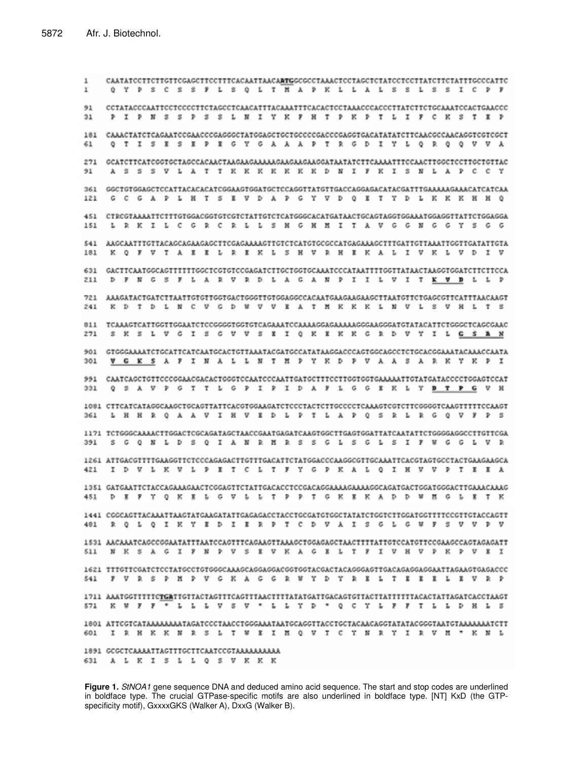```
1    CAATATCCTTCTTGTTCGAGCTTCCTTTCACAATTAACAATGGCGCCTAAACTCCTAGCTCTATCCTCCTTATCTTCTATTTGCCCATTC
1     Q  Y  P  S  C  S  S  F  L  S  Q  L  T  M  A  P  K  L  L  A  L  S  S  L  S  S  I  C  P  F

91   CCTATACCCAATTCCTCCCCTTCTAGCCTCAACATTTACAAATTTCACACTCCTAAACCCACCCTTATCTTCTGCAAATCCACTGAACCC
31    P  I  P  N  S  S  P  S  S  L  N  I  Y  K  F  H  T  P  K  P  T  L  I  F  C  K  S  T  E  P

181  CAAACTATCTCAGAATCCGAACCCGAGGGCTATGGAGCTGCTGCCCCGACCCGAGGTGACATATATCTTCAACGCCAACAGGTCGTCGCT
61    Q  T  I  S  E  S  E  P  E  G  Y  G  A  A  A  P  T  R  G  D  I  Y  L  Q  R  Q  Q  V  V  A

271  GCATCTTCATCGGTGCTAGCCACAACTAAGAAGAAAAAGAAGAAGAAGGATAATATCTTCAAAATTTCCAACTTGGCTCCTTGCTGTTAC
91    A  S  S  S  V  L  A  T  T  K  K  K  K  K  K  D  N  I  F  K  I  S  N  L  A  P  C  C  Y

361  GGCTGTGGAGCTCCATTACACACATCGGAAGTGGATGCTCCAGGTTATGTTGACCAGGAGACATACGATTTGAAAAAGAAACATCATCAA
121   G  C  G  A  P  L  H  T  S  E  V  D  A  P  G  Y  V  D  Q  E  T  Y  D  L  K  K  K  H  H  Q

451  CTRCGTAAAATTCTTTGTGGACGGTGTCGTCTATTGTCTCATGGGCACATGATAACTGCAGTAGGTGGAAATGGAGGTTATTCTGGAGGA
151   L  R  K  I  L  C  G  R  C  R  L  L  S  H  G  H  M  I  T  A  V  G  G  N  G  G  Y  S  G  G

541  AAGCAATTTGTTACAGCAGAAGAGCTTCGAGAAAAGTTGTCTCATGTGCGCCATGAGAAAGCTTTGATTGTTAAATTGGTTGATATTGTA
181   K  Q  F  V  T  A  E  E  L  R  E  K  L  S  H  V  R  H  E  K  A  L  I  V  K  L  V  D  I  V

631  GACTTCAATGGCAGTTTTTTGGCTCGTGTCCGAGATCTTGCTGGTGCAAATCCCATAATTTTGGTTATAACTAAGGTGGATCTTCTTCCA
211   D  F  N  G  S  F  L  A  R  V  R  D  L  A  G  A  N  P  I  I  L  V  I  T  K  V  D  L  L  P

721  AAAGATACTGATCTTAATTGTGTTGGTGACTGGGTTGTGGAGGCCACAATGAAGAAGAAGCTTAATGTTCTGAGCGTTCATTTAACAAGT
241   K  D  T  D  L  N  C  V  G  D  W  V  V  E  A  T  M  K  K  K  L  N  V  L  S  V  H  L  T  S

811  TCAAAGTCATTGGTTGGAATCTCCGGGGTGGTGTCAGAAATCCAAAAGGAGAAAAAGGGAAGGGATGTATACATTCTGGGCTCAGCGAAC
271   S  K  S  L  V  G  I  S  G  V  V  S  E  I  Q  K  E  K  K  G  R  D  V  Y  I  L  G  S  A  N

901  GTGGGAAAATCTGCATTCATCAATGCACTGTTAAATACGATGCCATATAAGGACCCAGTGGCAGCCTCTGCACGGAAATACAAACCAATA
301   V  G  K  S  A  F  I  N  A  L  L  N  T  M  P  Y  K  D  P  V  A  A  S  A  R  K  Y  K  P  I

991  CAATCAGCTGTTCCCGGAACGACACTGGGTCCAATCCCAATTGATGCTTTCCTTGGTGGTGAAAAATTGTATGATACCCCTGGAGTCCAT
331   Q  S  A  V  P  G  T  T  L  G  P  I  P  I  D  A  F  L  G  G  E  K  L  Y  D  T  P  G  V  H

1081 CTTCATCATAGGCAAGCTGCAGTTATTCACGTGGAAGATCTCCCTACTCTTGCCCCTCAAAGTCGTCTTCGGGGTCAAGTTTTTCCAAGT
361   L  H  H  R  Q  A  A  V  I  H  V  E  D  L  P  T  L  A  P  Q  S  R  L  R  G  Q  V  F  P  S

1171 TCTGGGCAAAACTTGGACTCGCAGATAGCTAACCGAATGAGATCAAGTGGCTTGAGTGGATTATCAATATTCTGGGGAGGCCTTGTTCGA
391   S  G  Q  N  L  D  S  Q  I  A  N  R  M  R  S  S  G  L  S  G  L  S  I  F  W  G  G  L  V  R

1261 ATTGACGTTTTGAAGGTTCTCCCAGAGACTTGTTTGACATTCTATGGACCCAAGGCGTTGCAAATTCACGTAGTGCCTACTGAAGAAGCA
421   I  D  V  L  K  V  L  P  E  T  C  L  T  F  Y  G  P  K  A  L  Q  I  H  V  V  P  T  E  E  A

1351 GATGAATTCTACCAGAAAGAACTCGGAGTTCTATTGACACCTCCGACAGGAAAAGAAAAGGCAGATGACTGGATGGGACTTGAAACAAAG
451   D  E  F  Y  Q  K  E  L  G  V  L  L  T  P  P  T  G  K  E  K  A  D  D  W  M  G  L  E  T  K

1441 CGGCAGTTACAAATTAAGTATGAAGATATTGAGAGACCTACCTGCGATGTGGCTATATCTGGTCTTGGATGGTTTTCCGTTGTACCAGTT
481   R  Q  L  Q  I  K  Y  E  D  I  E  R  P  T  C  D  V  A  I  S  G  L  G  W  F  S  V  V  P  V

1531 AACAAATCAGCCGGAATATTTAATCCAGTTTCAGAAGTTAAAGCTGGAGAGCTAACTTTTATTGTCCATGTTCCGAAGCCAGTAGAGATT
511   N  K  S  A  G  I  F  N  P  V  S  E  V  K  A  G  E  L  T  F  I  V  H  V  P  K  P  V  E  I

1621 TTTGTTCGATCTCCTATGCCTGTGGGCAAAGCAGGAGGACGGTGGTACGACTACAGGGAGTTGACAGAGGAGGAATTAGAAGTGAGACCC
541   F  V  R  S  P  M  P  V  G  K  A  G  G  R  W  Y  D  Y  R  E  L  T  E  E  E  L  E  V  R  P

1711 AAATGGTTTTTCTGATTGTTACTAGTTTCAGTTTAACTTTTATATGATTGACAGTGTTACTTATTTTTTACACTATTAGATCACCTAAGT
571   K  W  F  F  *  L  L  L  V  S  V  *  L  L  Y  D  *  Q  C  Y  L  F  F  T  L  L  D  H  L  S

1801 ATTCGTCATAAAAAAAATAGATCCCTAACCTGGGAAATAATGCAGGTTACCTGCTACAACAGGTATATACGGGTAATGTAAAAAAATCTT
601   I  R  H  K  K  N  R  S  L  T  W  E  I  M  Q  V  T  C  Y  N  R  Y  I  R  V  M  *  K  N  L

1891 GCGCTCAAAATTAGTTTGCTTCAATCCGTAAAAAAAAAA
631   A  L  K  I  S  L  L  Q  S  V  K  K  K
```

**Figure 1.** *StNOA1* gene sequence DNA and deduced amino acid sequence. The start and stop codes are underlined in boldface type. The crucial GTPase-specific motifs are also underlined in boldface type. [NT] KxD (the GTP-specificity motif), GxxxxGKS (Walker A), DxxG (Walker B).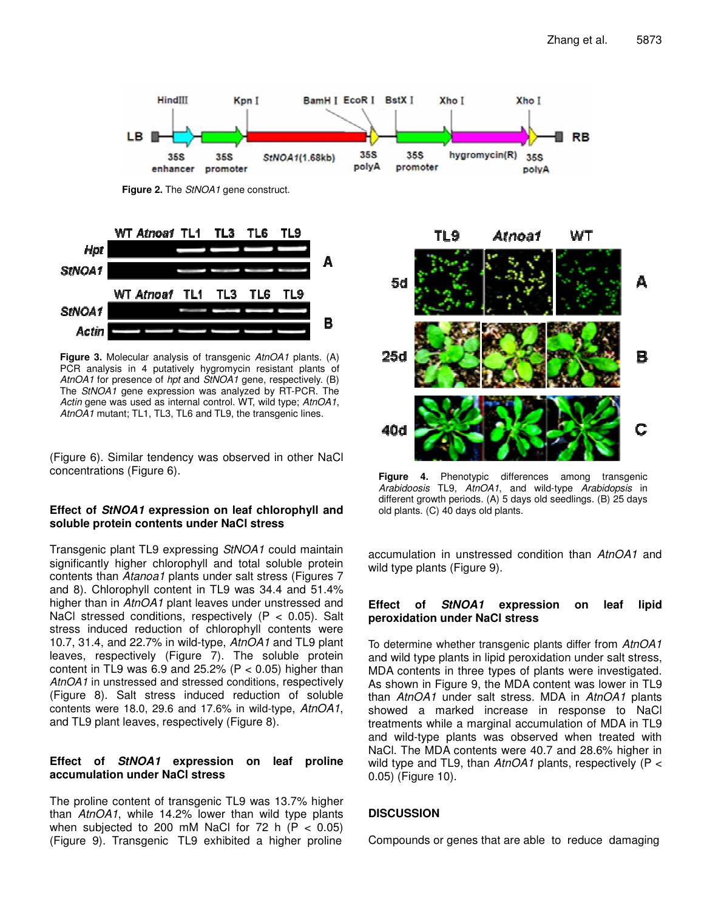Figure 2. The *StNOA1* gene construct.

Figure 3. Molecular analysis of transgenic *AtnOA1* plants. (A) PCR analysis in 4 putatively hygromycin resistant plants of *AtnOA1* for presence of *hpt* and *StNOA1* gene, respectively. (B) The *StNOA1* gene expression was analyzed by RT-PCR. The *Actin* gene was used as internal control. WT, wild type; *AtnOA1*, *AtnOA1* mutant; TL1, TL3, TL6 and TL9, the transgenic lines.

(Figure 6). Similar tendency was observed in other NaCl concentrations (Figure 6).

**Effect of *StNOA1* expression on leaf chlorophyll and soluble protein contents under NaCl stress**

Transgenic plant TL9 expressing *StNOA1* could maintain significantly higher chlorophyll and total soluble protein contents than *Atanoa1* plants under salt stress (Figures 7 and 8). Chlorophyll content in TL9 was 34.4 and 51.4% higher than in *AtnOA1* plant leaves under unstressed and NaCl stressed conditions, respectively ($P < 0.05$). Salt stress induced reduction of chlorophyll contents were 10.7, 31.4, and 22.7% in wild-type, *AtnOA1* and TL9 plant leaves, respectively (Figure 7). The soluble protein content in TL9 was 6.9 and 25.2% ($P < 0.05$) higher than *AtnOA1* in unstressed and stressed conditions, respectively (Figure 8). Salt stress induced reduction of soluble contents were 18.0, 29.6 and 17.6% in wild-type, *AtnOA1*, and TL9 plant leaves, respectively (Figure 8).

**Effect of *StNOA1* expression on leaf proline accumulation under NaCl stress**

The proline content of transgenic TL9 was 13.7% higher than *AtnOA1*, while 14.2% lower than wild type plants when subjected to 200 mM NaCl for 72 h ($P < 0.05$) (Figure 9). Transgenic TL9 exhibited a higher proline accumulation in unstressed condition than *AtnOA1* and wild type plants (Figure 9).

Figure 4. Phenotypic differences among transgenic *Arabidoosis* TL9, *AtnOA1*, and wild-type *Arabidopsis* in different growth periods. (A) 5 days old seedlings. (B) 25 days old plants. (C) 40 days old plants.

**Effect of *StNOA1* expression on leaf lipid peroxidation under NaCl stress**

To determine whether transgenic plants differ from *AtnOA1* and wild type plants in lipid peroxidation under salt stress, MDA contents in three types of plants were investigated. As shown in Figure 9, the MDA content was lower in TL9 than *AtnOA1* under salt stress. MDA in *AtnOA1* plants showed a marked increase in response to NaCl treatments while a marginal accumulation of MDA in TL9 and wild-type plants was observed when treated with NaCl. The MDA contents were 40.7 and 28.6% higher in wild type and TL9, than *AtnOA1* plants, respectively ($P < 0.05$) (Figure 10).

## DISCUSSION

Compounds or genes that are able to reduce damaging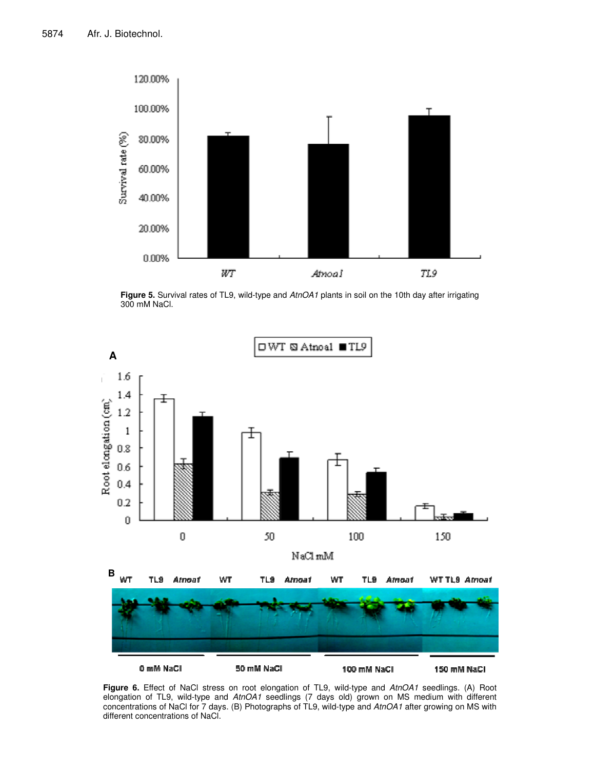**Figure 5.** Survival rates of TL9, wild-type and *AtnOA1* plants in soil on the 10th day after irrigating 300 mM NaCl.

**Figure 6.** Effect of NaCl stress on root elongation of TL9, wild-type and *AtnOA1* seedlings. (A) Root elongation of TL9, wild-type and *AtnOA1* seedlings (7 days old) grown on MS medium with different concentrations of NaCl for 7 days. (B) Photographs of TL9, wild-type and *AtnOA1* after growing on MS with different concentrations of NaCl.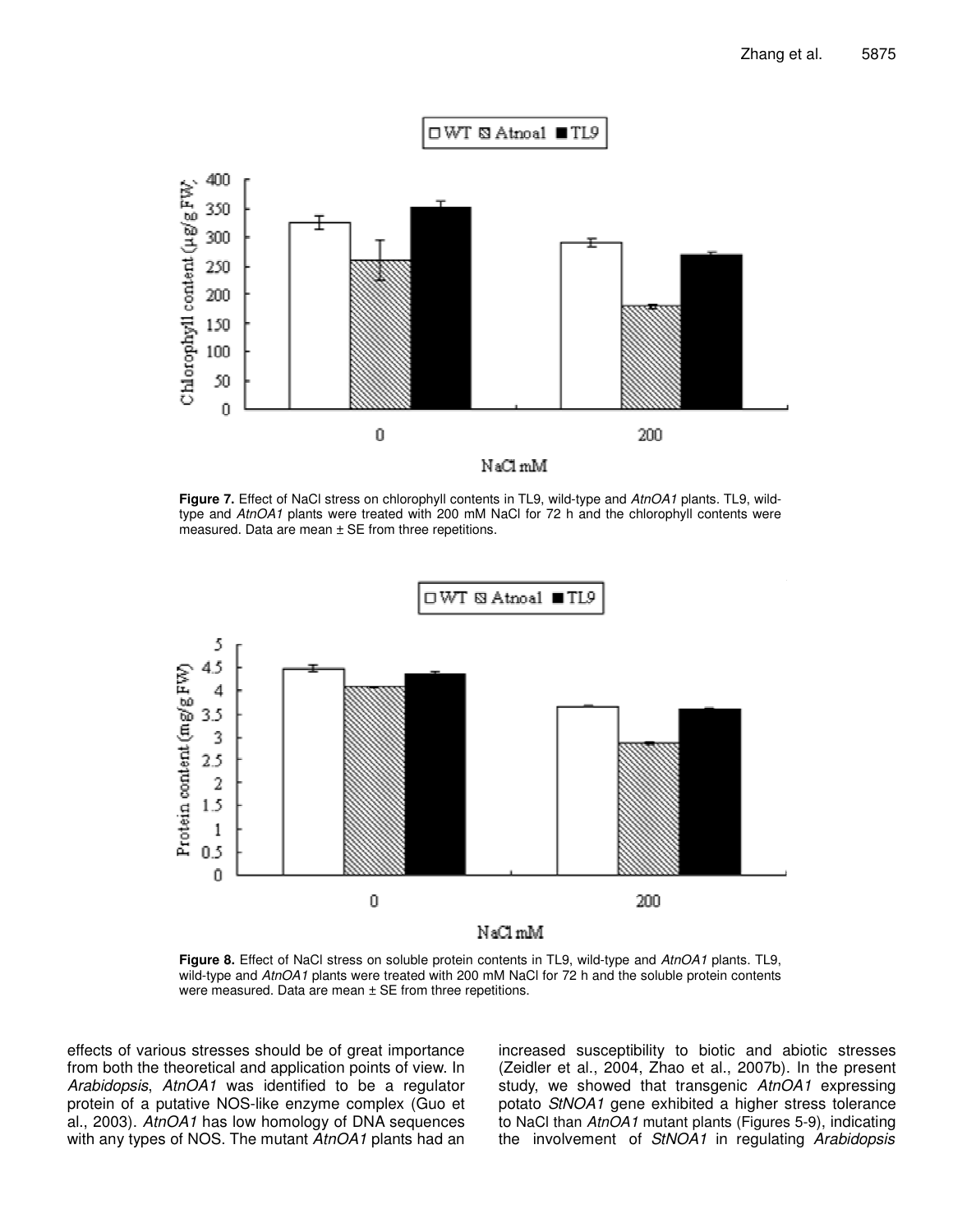**Figure 7.** Effect of NaCl stress on chlorophyll contents in TL9, wild-type and *AtnOA1* plants. TL9, wild-type and *AtnOA1* plants were treated with 200 mM NaCl for 72 h and the chlorophyll contents were measured. Data are mean ± SE from three repetitions.

**Figure 8.** Effect of NaCl stress on soluble protein contents in TL9, wild-type and *AtnOA1* plants. TL9, wild-type and *AtnOA1* plants were treated with 200 mM NaCl for 72 h and the soluble protein contents were measured. Data are mean ± SE from three repetitions.

effects of various stresses should be of great importance from both the theoretical and application points of view. In *Arabidopsis*, *AtnOA1* was identified to be a regulator protein of a putative NOS-like enzyme complex (Guo et al., 2003). *AtnOA1* has low homology of DNA sequences with any types of NOS. The mutant *AtnOA1* plants had an increased susceptibility to biotic and abiotic stresses (Zeidler et al., 2004, Zhao et al., 2007b). In the present study, we showed that transgenic *AtnOA1* expressing potato *StNOA1* gene exhibited a higher stress tolerance to NaCl than *AtnOA1* mutant plants (Figures 5-9), indicating the involvement of *StNOA1* in regulating *Arabidopsis*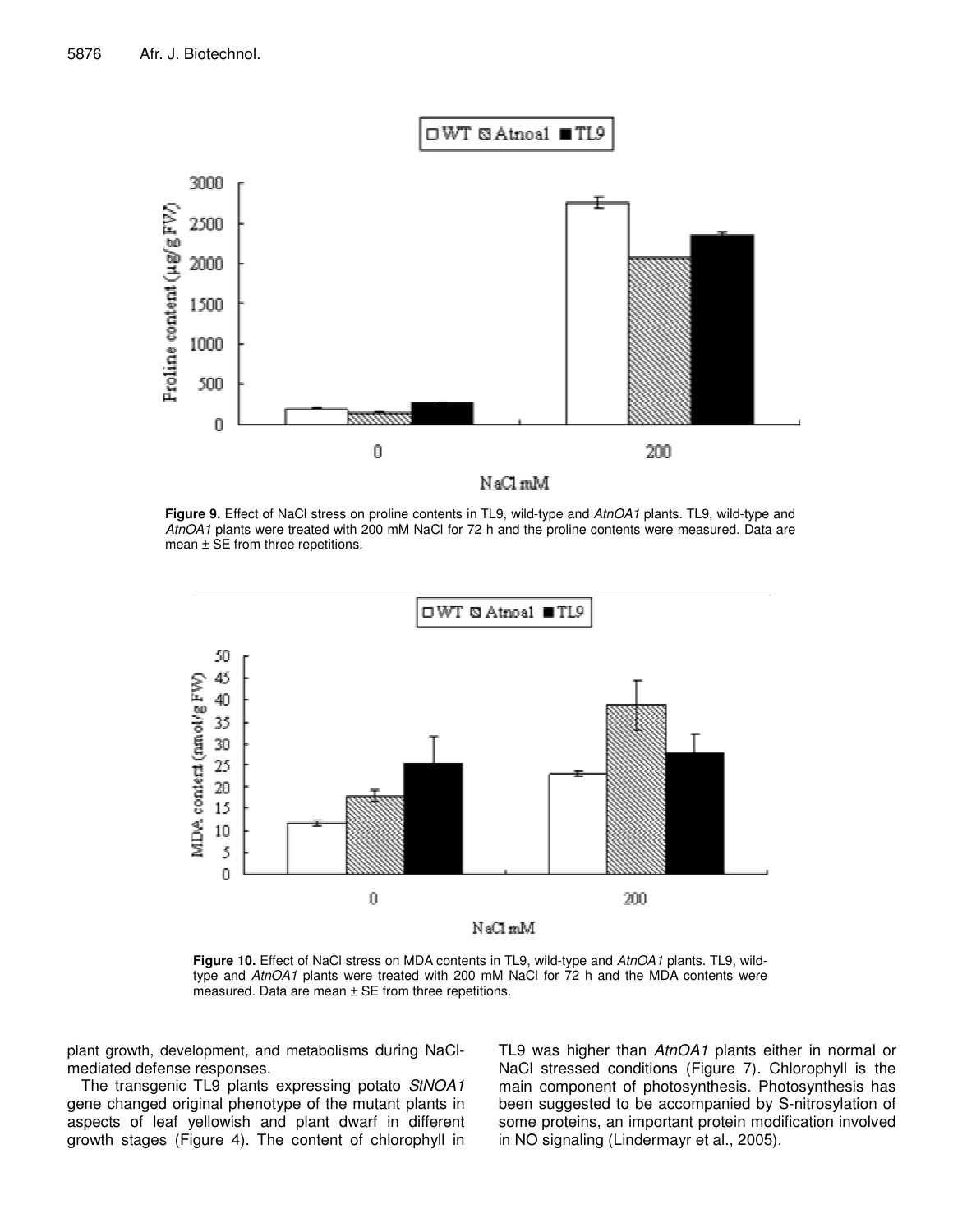**Figure 9.** Effect of NaCl stress on proline contents in TL9, wild-type and *AtnOA1* plants. TL9, wild-type and *AtnOA1* plants were treated with 200 mM NaCl for 72 h and the proline contents were measured. Data are mean ± SE from three repetitions.

**Figure 10.** Effect of NaCl stress on MDA contents in TL9, wild-type and *AtnOA1* plants. TL9, wild-type and *AtnOA1* plants were treated with 200 mM NaCl for 72 h and the MDA contents were measured. Data are mean ± SE from three repetitions.

plant growth, development, and metabolisms during NaCl-mediated defense responses.

The transgenic TL9 plants expressing potato *StNOA1* gene changed original phenotype of the mutant plants in aspects of leaf yellowish and plant dwarf in different growth stages (Figure 4). The content of chlorophyll in TL9 was higher than *AtnOA1* plants either in normal or NaCl stressed conditions (Figure 7). Chlorophyll is the main component of photosynthesis. Photosynthesis has been suggested to be accompanied by S-nitrosylation of some proteins, an important protein modification involved in NO signaling (Lindermayr et al., 2005).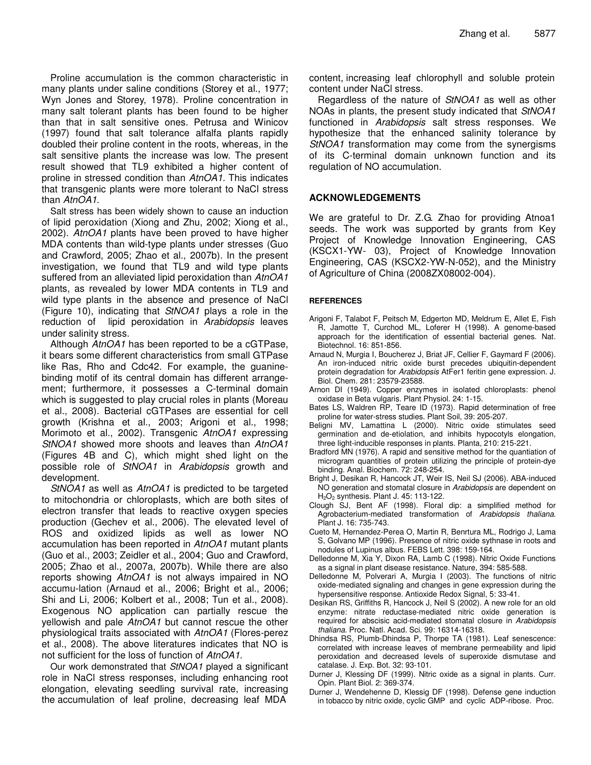Proline accumulation is the common characteristic in many plants under saline conditions (Storey et al., 1977; Wyn Jones and Storey, 1978). Proline concentration in many salt tolerant plants has been found to be higher than that in salt sensitive ones. Petrusa and Winicov (1997) found that salt tolerance alfalfa plants rapidly doubled their proline content in the roots, whereas, in the salt sensitive plants the increase was low. The present result showed that TL9 exhibited a higher content of proline in stressed condition than *AtnOA1*. This indicates that transgenic plants were more tolerant to NaCl stress than *AtnOA1*.

Salt stress has been widely shown to cause an induction of lipid peroxidation (Xiong and Zhu, 2002; Xiong et al., 2002). *AtnOA1* plants have been proved to have higher MDA contents than wild-type plants under stresses (Guo and Crawford, 2005; Zhao et al., 2007b). In the present investigation, we found that TL9 and wild type plants suffered from an alleviated lipid peroxidation than *AtnOA1* plants, as revealed by lower MDA contents in TL9 and wild type plants in the absence and presence of NaCl (Figure 10), indicating that *StNOA1* plays a role in the reduction of lipid peroxidation in *Arabidopsis* leaves under salinity stress.

Although *AtnOA1* has been reported to be a cGTPase, it bears some different characteristics from small GTPase like Ras, Rho and Cdc42. For example, the guanine-binding motif of its central domain has different arrangement; furthermore, it possesses a C-terminal domain which is suggested to play crucial roles in plants (Moreau et al., 2008). Bacterial cGTPases are essential for cell growth (Krishna et al., 2003; Arigoni et al., 1998; Morimoto et al., 2002). Transgenic *AtnOA1* expressing *StNOA1* showed more shoots and leaves than *AtnOA1* (Figures 4B and C), which might shed light on the possible role of *StNOA1* in *Arabidopsis* growth and development.

*StNOA1* as well as *AtnOA1* is predicted to be targeted to mitochondria or chloroplasts, which are both sites of electron transfer that leads to reactive oxygen species production (Gechev et al., 2006). The elevated level of ROS and oxidized lipids as well as lower NO accumulation has been reported in *AtnOA1* mutant plants (Guo et al., 2003; Zeidler et al., 2004; Guo and Crawford, 2005; Zhao et al., 2007a, 2007b). While there are also reports showing *AtnOA1* is not always impaired in NO accumu-lation (Arnaud et al., 2006; Bright et al., 2006; Shi and Li, 2006; Kolbert et al., 2008; Tun et al., 2008). Exogenous NO application can partially rescue the yellowish and pale *AtnOA1* but cannot rescue the other physiological traits associated with *AtnOA1* (Flores-perez et al., 2008). The above literatures indicates that NO is not sufficient for the loss of function of *AtnOA1*.

Our work demonstrated that *StNOA1* played a significant role in NaCl stress responses, including enhancing root elongation, elevating seedling survival rate, increasing the accumulation of leaf proline, decreasing leaf MDA content, increasing leaf chlorophyll and soluble protein content under NaCl stress.

Regardless of the nature of *StNOA1* as well as other NOAs in plants, the present study indicated that *StNOA1* functioned in *Arabidopsis* salt stress responses. We hypothesize that the enhanced salinity tolerance by *StNOA1* transformation may come from the synergisms of its C-terminal domain unknown function and its regulation of NO accumulation.

## ACKNOWLEDGEMENTS

We are grateful to Dr. Z.G. Zhao for providing Atnoa1 seeds. The work was supported by grants from Key Project of Knowledge Innovation Engineering, CAS (KSCX1-YW- 03), Project of Knowledge Innovation Engineering, CAS (KSCX2-YW-N-052), and the Ministry of Agriculture of China (2008ZX08002-004).

## REFERENCES

Arigoni F, Talabot F, Peitsch M, Edgerton MD, Meldrum E, Allet E, Fish R, Jamotte T, Curchod ML, Loferer H (1998). A genome-based approach for the identification of essential bacterial genes. Nat. Biotechnol. 16: 851-856.

Arnaud N, Murgia I, Boucherez J, Briat JF, Cellier F, Gaymard F (2006). An iron-induced nitric oxide burst precedes ubiquitin-dependent protein degradation for *Arabidopsis* AtFer1 feritin gene expression. J. Biol. Chem. 281: 23579-23588.

Arnon DI (1949). Copper enzymes in isolated chloroplasts: phenol oxidase in Beta vulgaris. Plant Physiol. 24: 1-15.

Bates LS, Waldren RP, Teare ID (1973). Rapid determination of free proline for water-stress studies. Plant Soil, 39: 205-207.

Beligni MV, Lamattina L (2000). Nitric oxide stimulates seed germination and de-etiolation, and inhibits hypocotyls elongation, three light-inducible responses in plants. Planta, 210: 215-221.

Bradford MN (1976). A rapid and sensitive method for the quantiation of microgram quantities of protein utilizing the principle of protein-dye binding. Anal. Biochem. 72: 248-254.

Bright J, Desikan R, Hancock JT, Weir IS, Neil SJ (2006). ABA-induced NO generation and stomatal closure in *Arabidopsis* are dependent on $H_2O_2$ synthesis. Plant J. 45: 113-122.

Clough SJ, Bent AF (1998). Floral dip: a simplified method for Agrobacterium-mediated transformation of *Arabidopsis thaliana*. Plant J. 16: 735-743.

Cueto M, Hernandez-Perea O, Martin R, Benrtura ML, Rodrigo J, Lama S, Golvano MP (1996). Presence of nitric oxide sythnase in roots and nodules of Lupinus albus. FEBS Lett. 398: 159-164.

Delledonne M, Xia Y, Dixon RA, Lamb C (1998). Nitric Oxide Functions as a signal in plant disease resistance. Nature, 394: 585-588.

Delledonne M, Polverari A, Murgia I (2003). The functions of nitric oxide-mediated signaling and changes in gene expression during the hypersensitive response. Antioxide Redox Signal, 5: 33-41.

Desikan RS, Griffiths R, Hancock J, Neil S (2002). A new role for an old enzyme: nitrate reductase-mediated nitric oxide generation is required for abscisic acid-mediated stomatal closure in *Arabidopsis thaliana*. Proc. Natl. Acad. Sci. 99: 16314-16318.

Dhindsa RS, Plumb-Dhindsa P, Thorpe TA (1981). Leaf senescence: correlated with increase leaves of membrane permeability and lipid peroxidation and decreased levels of superoxide dismutase and catalase. J. Exp. Bot. 32: 93-101.

Durner J, Klessing DF (1999). Nitric oxide as a signal in plants. Curr. Opin. Plant Biol. 2: 369-374.

Durner J, Wendehenne D, Klessig DF (1998). Defense gene induction in tobacco by nitric oxide, cyclic GMP and cyclic ADP-ribose. Proc.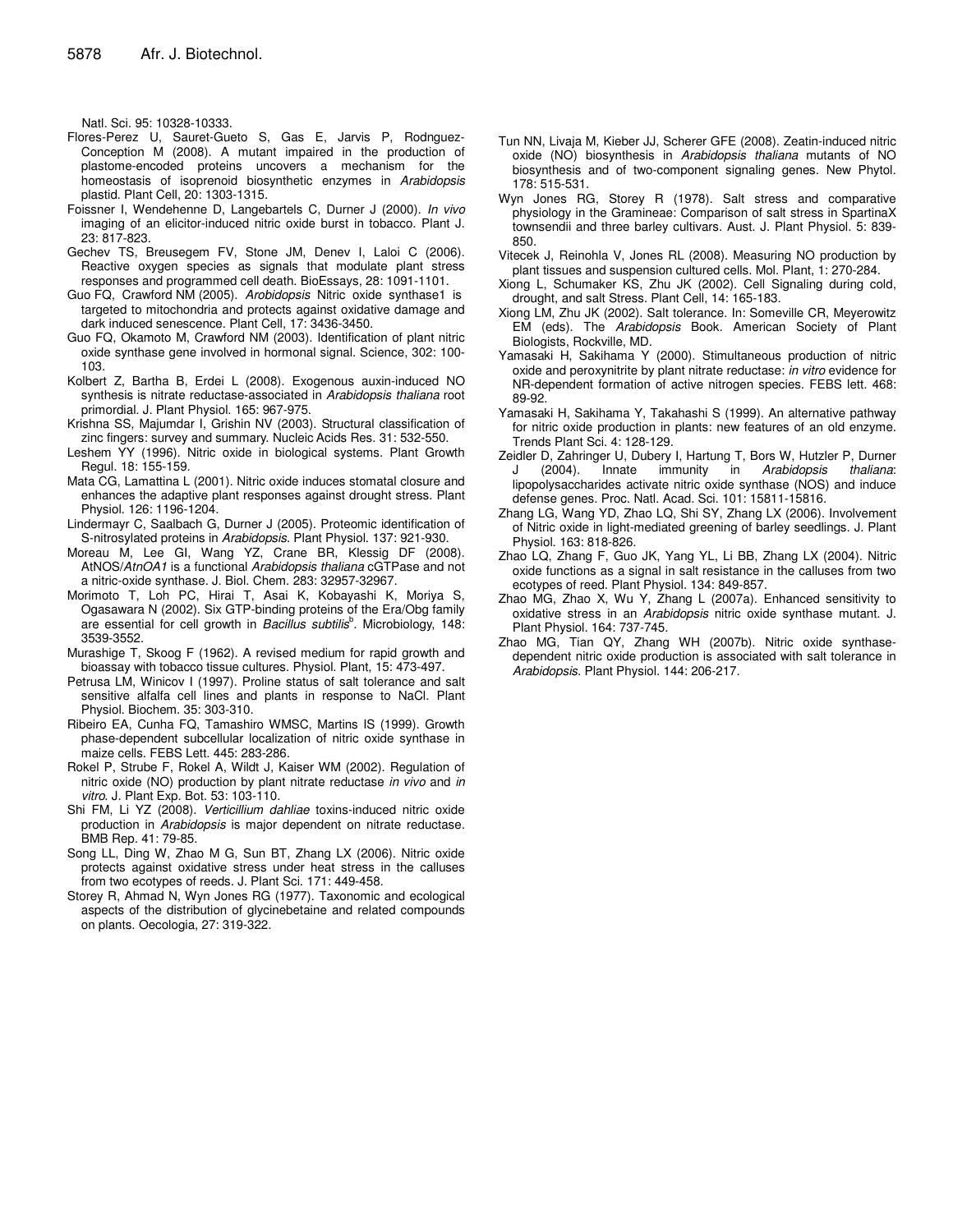Natl. Sci. 95: 10328-10333.

Flores-Perez U, Sauret-Gueto S, Gas E, Jarvis P, Rodnguez-Conception M (2008). A mutant impaired in the production of plastome-encoded proteins uncovers a mechanism for the homeostasis of isoprenoid biosynthetic enzymes in *Arabidopsis* plastid. Plant Cell, 20: 1303-1315.

Foissner I, Wendehenne D, Langebartels C, Durner J (2000). *In vivo* imaging of an elicitor-induced nitric oxide burst in tobacco. Plant J. 23: 817-823.

Gechev TS, Breusegem FV, Stone JM, Denev I, Laloi C (2006). Reactive oxygen species as signals that modulate plant stress responses and programmed cell death. BioEssays, 28: 1091-1101.

Guo FQ, Crawford NM (2005). *Arobidopsis* Nitric oxide synthase1 is targeted to mitochondria and protects against oxidative damage and dark induced senescence. Plant Cell, 17: 3436-3450.

Guo FQ, Okamoto M, Crawford NM (2003). Identification of plant nitric oxide synthase gene involved in hormonal signal. Science, 302: 100-103.

Kolbert Z, Bartha B, Erdei L (2008). Exogenous auxin-induced NO synthesis is nitrate reductase-associated in *Arabidopsis thaliana* root primordial. J. Plant Physiol. 165: 967-975.

Krishna SS, Majumdar I, Grishin NV (2003). Structural classification of zinc fingers: survey and summary. Nucleic Acids Res. 31: 532-550.

Leshem YY (1996). Nitric oxide in biological systems. Plant Growth Regul. 18: 155-159.

Mata CG, Lamattina L (2001). Nitric oxide induces stomatal closure and enhances the adaptive plant responses against drought stress. Plant Physiol. 126: 1196-1204.

Lindermayr C, Saalbach G, Durner J (2005). Proteomic identification of S-nitrosylated proteins in *Arabidopsis*. Plant Physiol. 137: 921-930.

Moreau M, Lee GI, Wang YZ, Crane BR, Klessig DF (2008). AtNOS/*AtnOA1* is a functional *Arabidopsis thaliana* cGTPase and not a nitric-oxide synthase. J. Biol. Chem. 283: 32957-32967.

Morimoto T, Loh PC, Hirai T, Asai K, Kobayashi K, Moriya S, Ogasawara N (2002). Six GTP-binding proteins of the Era/Obg family are essential for cell growth in *Bacillus subtilis*[b]. Microbiology, 148: 3539-3552.

Murashige T, Skoog F (1962). A revised medium for rapid growth and bioassay with tobacco tissue cultures. Physiol. Plant, 15: 473-497.

Petrusa LM, Winicov I (1997). Proline status of salt tolerance and salt sensitive alfalfa cell lines and plants in response to NaCl. Plant Physiol. Biochem. 35: 303-310.

Ribeiro EA, Cunha FQ, Tamashiro WMSC, Martins IS (1999). Growth phase-dependent subcellular localization of nitric oxide synthase in maize cells. FEBS Lett. 445: 283-286.

Rokel P, Strube F, Rokel A, Wildt J, Kaiser WM (2002). Regulation of nitric oxide (NO) production by plant nitrate reductase *in vivo* and *in vitro*. J. Plant Exp. Bot. 53: 103-110.

Shi FM, Li YZ (2008). *Verticillium dahliae* toxins-induced nitric oxide production in *Arabidopsis* is major dependent on nitrate reductase. BMB Rep. 41: 79-85.

Song LL, Ding W, Zhao M G, Sun BT, Zhang LX (2006). Nitric oxide protects against oxidative stress under heat stress in the calluses from two ecotypes of reeds. J. Plant Sci. 171: 449-458.

Storey R, Ahmad N, Wyn Jones RG (1977). Taxonomic and ecological aspects of the distribution of glycinebetaine and related compounds on plants. Oecologia, 27: 319-322.

Tun NN, Livaja M, Kieber JJ, Scherer GFE (2008). Zeatin-induced nitric oxide (NO) biosynthesis in *Arabidopsis thaliana* mutants of NO biosynthesis and of two-component signaling genes. New Phytol. 178: 515-531.

Wyn Jones RG, Storey R (1978). Salt stress and comparative physiology in the Gramineae: Comparison of salt stress in SpartinaX townsendii and three barley cultivars. Aust. J. Plant Physiol. 5: 839-850.

Vitecek J, Reinohla V, Jones RL (2008). Measuring NO production by plant tissues and suspension cultured cells. Mol. Plant, 1: 270-284.

Xiong L, Schumaker KS, Zhu JK (2002). Cell Signaling during cold, drought, and salt Stress. Plant Cell, 14: 165-183.

Xiong LM, Zhu JK (2002). Salt tolerance. In: Someville CR, Meyerowitz EM (eds). The *Arabidopsis* Book. American Society of Plant Biologists, Rockville, MD.

Yamasaki H, Sakihama Y (2000). Stimultaneous production of nitric oxide and peroxynitrite by plant nitrate reductase: *in vitro* evidence for NR-dependent formation of active nitrogen species. FEBS lett. 468: 89-92.

Yamasaki H, Sakihama Y, Takahashi S (1999). An alternative pathway for nitric oxide production in plants: new features of an old enzyme. Trends Plant Sci. 4: 128-129.

Zeidler D, Zahringer U, Dubery I, Hartung T, Bors W, Hutzler P, Durner J (2004). Innate immunity in *Arabidopsis thaliana*: lipopolysaccharides activate nitric oxide synthase (NOS) and induce defense genes. Proc. Natl. Acad. Sci. 101: 15811-15816.

Zhang LG, Wang YD, Zhao LQ, Shi SY, Zhang LX (2006). Involvement of Nitric oxide in light-mediated greening of barley seedlings. J. Plant Physiol. 163: 818-826.

Zhao LQ, Zhang F, Guo JK, Yang YL, Li BB, Zhang LX (2004). Nitric oxide functions as a signal in salt resistance in the calluses from two ecotypes of reed. Plant Physiol. 134: 849-857.

Zhao MG, Zhao X, Wu Y, Zhang L (2007a). Enhanced sensitivity to oxidative stress in an *Arabidopsis* nitric oxide synthase mutant. J. Plant Physiol. 164: 737-745.

Zhao MG, Tian QY, Zhang WH (2007b). Nitric oxide synthase-dependent nitric oxide production is associated with salt tolerance in *Arabidopsis*. Plant Physiol. 144: 206-217.